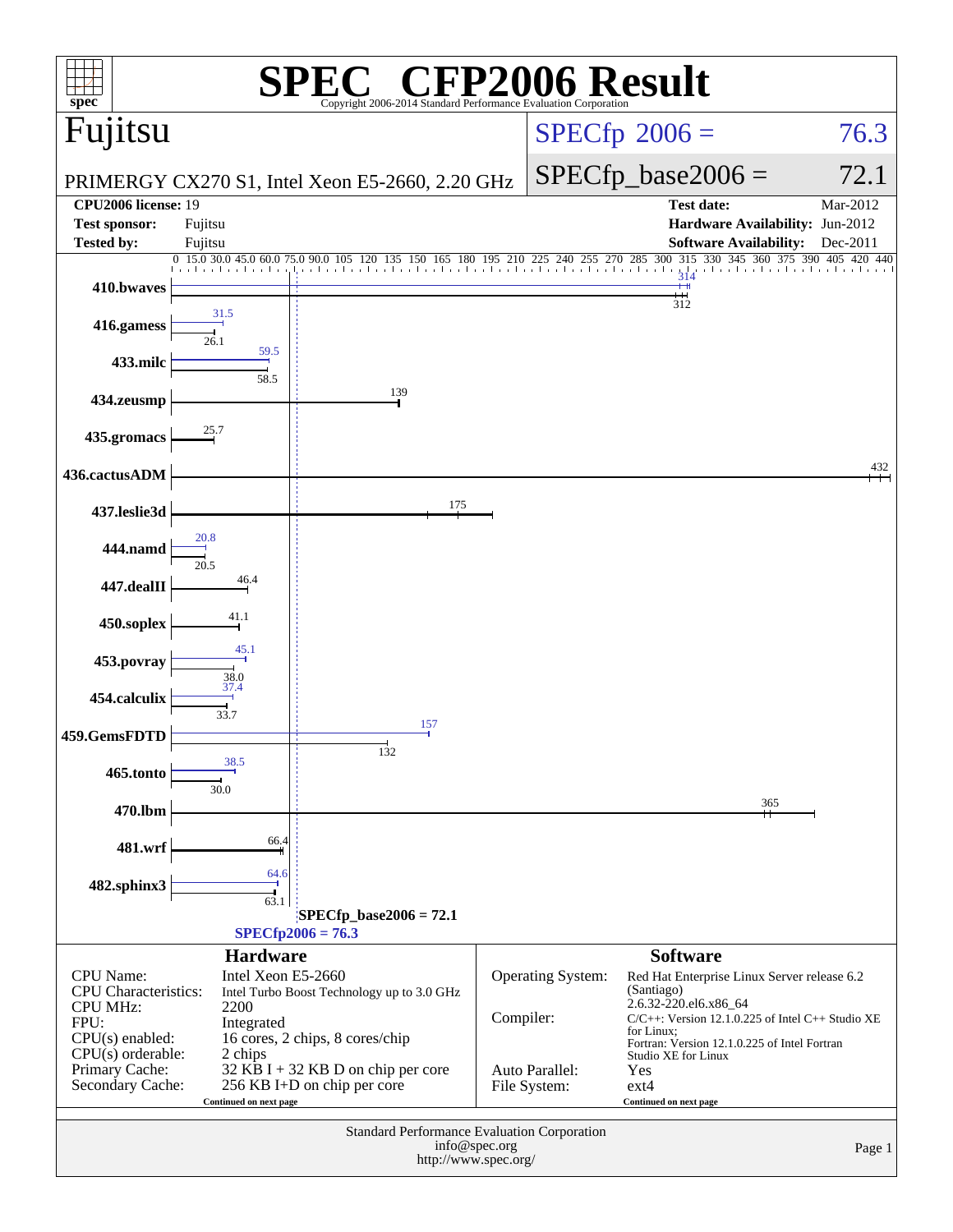# SPEC CFP2006 Result

Copyright 2006-2014 Standard Performance Evaluation Corporation

## Fujitsu

PRIMERGY CX270 S1, Intel Xeon E5-2660, 2.20 GHz

SPECfp 2006 = 76.3

SPECfp_base2006 = 72.1

| | | | |
|---|---|---|---|
| **CPU2006 license:** | 19 | **Test date:** | Mar-2012 |
| **Test sponsor:** | Fujitsu | **Hardware Availability:** | Jun-2012 |
| **Tested by:** | Fujitsu | **Software Availability:** | Dec-2011 |

| Benchmark | Peak | Base |
|---|---|---|
| 410.bwaves | 314 | 312 |
| 416.gamess | 31.5 | 26.1 |
| 433.milc | 59.5 | 58.5 |
| 434.zeusmp | | 139 |
| 435.gromacs | | 25.7 |
| 436.cactusADM | | 432 |
| 437.leslie3d | | 175 |
| 444.namd | 20.8 | 20.5 |
| 447.dealII | | 46.4 |
| 450.soplex | | 41.1 |
| 453.povray | 45.1 | 38.0 |
| 454.calculix | 37.4 | 33.7 |
| 459.GemsFDTD | 157 | 132 |
| 465.tonto | 38.5 | 30.0 |
| 470.lbm | | 365 |
| 481.wrf | | 66.4 |
| 482.sphinx3 | 64.6 | 63.1 |

SPECfp_base2006 = 72.1

SPECfp2006 = 76.3

### Hardware

| | |
|---|---|
| CPU Name: | Intel Xeon E5-2660 |
| CPU Characteristics: | Intel Turbo Boost Technology up to 3.0 GHz |
| CPU MHz: | 2200 |
| FPU: | Integrated |
| CPU(s) enabled: | 16 cores, 2 chips, 8 cores/chip |
| CPU(s) orderable: | 2 chips |
| Primary Cache: | 32 KB I + 32 KB D on chip per core |
| Secondary Cache: | 256 KB I+D on chip per core |

Continued on next page

### Software

| | |
|---|---|
| Operating System: | Red Hat Enterprise Linux Server release 6.2 (Santiago) 2.6.32-220.el6.x86_64 |
| Compiler: | C/C++: Version 12.1.0.225 of Intel C++ Studio XE for Linux; Fortran: Version 12.1.0.225 of Intel Fortran Studio XE for Linux |
| Auto Parallel: | Yes |
| File System: | ext4 |

Continued on next page

Standard Performance Evaluation Corporation
info@spec.org
http://www.spec.org/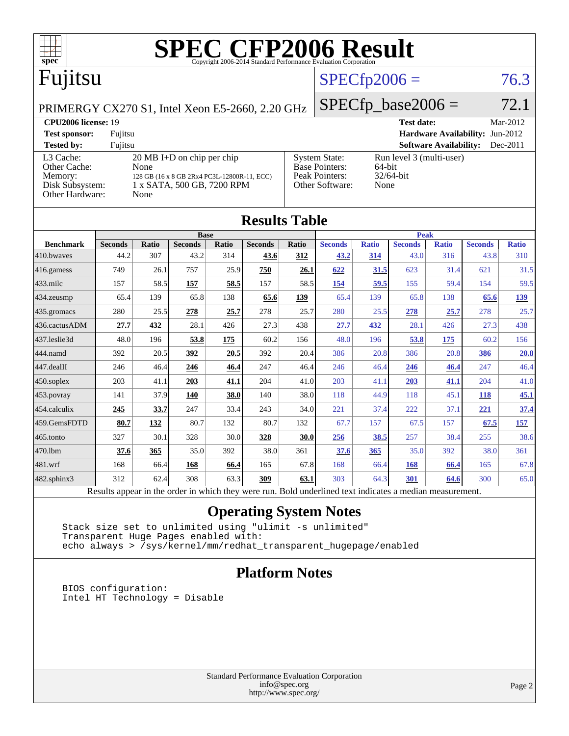# SPEC CFP2006 Result

Copyright 2006-2014 Standard Performance Evaluation Corporation

## Fujitsu

PRIMERGY CX270 S1, Intel Xeon E5-2660, 2.20 GHz

SPECfp2006 = 76.3

SPECfp_base2006 = 72.1

| | | | |
|---|---|---|---|
| **CPU2006 license:** 19 | | **Test date:** | Mar-2012 |
| **Test sponsor:** | Fujitsu | **Hardware Availability:** | Jun-2012 |
| **Tested by:** | Fujitsu | **Software Availability:** | Dec-2011 |

| | | | |
|---|---|---|---|
| L3 Cache: | 20 MB I+D on chip per chip | System State: | Run level 3 (multi-user) |
| Other Cache: | None | Base Pointers: | 64-bit |
| Memory: | 128 GB (16 x 8 GB 2Rx4 PC3L-12800R-11, ECC) | Peak Pointers: | 32/64-bit |
| Disk Subsystem: | 1 x SATA, 500 GB, 7200 RPM | Other Software: | None |
| Other Hardware: | None | | |

## Results Table

| Benchmark | Base | | | | | | Peak | | | | | |
|---|---|---|---|---|---|---|---|---|---|---|---|---|
| | Seconds | Ratio | Seconds | Ratio | Seconds | Ratio | Seconds | Ratio | Seconds | Ratio | Seconds | Ratio |
| 410.bwaves | 44.2 | 307 | 43.2 | 314 | **43.6** | **312** | **43.2** | **314** | 43.0 | 316 | 43.8 | 310 |
| 416.gamess | 749 | 26.1 | 757 | 25.9 | **750** | **26.1** | **622** | **31.5** | 623 | 31.4 | 621 | 31.5 |
| 433.milc | 157 | 58.5 | **157** | **58.5** | 157 | 58.5 | **154** | **59.5** | 155 | 59.4 | 154 | 59.5 |
| 434.zeusmp | 65.4 | 139 | 65.8 | 138 | **65.6** | **139** | 65.4 | 139 | 65.8 | 138 | **65.6** | **139** |
| 435.gromacs | 280 | 25.5 | **278** | **25.7** | 278 | 25.7 | 280 | 25.5 | **278** | **25.7** | 278 | 25.7 |
| 436.cactusADM | **27.7** | **432** | 28.1 | 426 | 27.3 | 438 | **27.7** | **432** | 28.1 | 426 | 27.3 | 438 |
| 437.leslie3d | 48.0 | 196 | **53.8** | **175** | 60.2 | 156 | 48.0 | 196 | **53.8** | **175** | 60.2 | 156 |
| 444.namd | 392 | 20.5 | **392** | **20.5** | 392 | 20.4 | 386 | 20.8 | 386 | 20.8 | **386** | **20.8** |
| 447.dealII | 246 | 46.4 | **246** | **46.4** | 247 | 46.4 | 246 | 46.4 | **246** | **46.4** | 247 | 46.4 |
| 450.soplex | 203 | 41.1 | **203** | **41.1** | 204 | 41.0 | 203 | 41.1 | **203** | **41.1** | 204 | 41.0 |
| 453.povray | 141 | 37.9 | **140** | **38.0** | 140 | 38.0 | 118 | 44.9 | 118 | 45.1 | **118** | **45.1** |
| 454.calculix | **245** | **33.7** | 247 | 33.4 | 243 | 34.0 | 221 | 37.4 | 222 | 37.1 | **221** | **37.4** |
| 459.GemsFDTD | **80.7** | **132** | 80.7 | 132 | 80.7 | 132 | 67.7 | 157 | 67.5 | 157 | **67.5** | **157** |
| 465.tonto | 327 | 30.1 | 328 | 30.0 | **328** | **30.0** | **256** | **38.5** | 257 | 38.4 | 255 | 38.6 |
| 470.lbm | **37.6** | **365** | 35.0 | 392 | 38.0 | 361 | **37.6** | **365** | 35.0 | 392 | 38.0 | 361 |
| 481.wrf | 168 | 66.4 | **168** | **66.4** | 165 | 67.8 | 168 | 66.4 | **168** | **66.4** | 165 | 67.8 |
| 482.sphinx3 | 312 | 62.4 | 308 | 63.3 | **309** | **63.1** | 303 | 64.3 | **301** | **64.6** | 300 | 65.0 |

Results appear in the order in which they were run. Bold underlined text indicates a median measurement.

## Operating System Notes

```
Stack size set to unlimited using "ulimit -s unlimited"
Transparent Huge Pages enabled with:
echo always > /sys/kernel/mm/redhat_transparent_hugepage/enabled
```

## Platform Notes

```
BIOS configuration:
Intel HT Technology = Disable
```

Standard Performance Evaluation Corporation
info@spec.org
http://www.spec.org/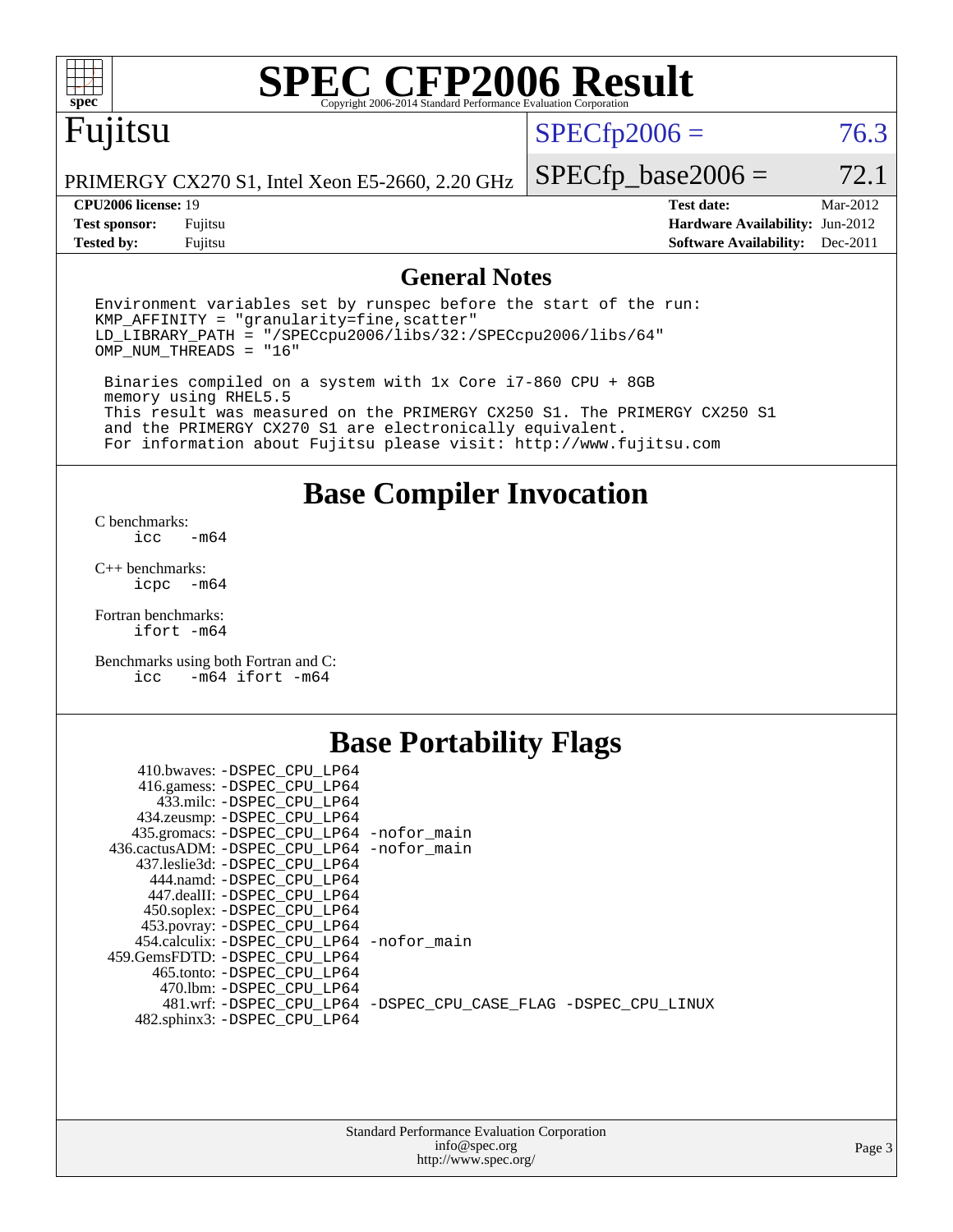# SPEC CFP2006 Result

Copyright 2006-2014 Standard Performance Evaluation Corporation

## Fujitsu

PRIMERGY CX270 S1, Intel Xeon E5-2660, 2.20 GHz

| | |
|---|---|
| SPECfp2006 = | 76.3 |
| SPECfp_base2006 = | 72.1 |

| | | | |
|---|---|---|---|
| **CPU2006 license:** | 19 | **Test date:** | Mar-2012 |
| **Test sponsor:** | Fujitsu | **Hardware Availability:** | Jun-2012 |
| **Tested by:** | Fujitsu | **Software Availability:** | Dec-2011 |

## General Notes

```
Environment variables set by runspec before the start of the run:
KMP_AFFINITY = "granularity=fine,scatter"
LD_LIBRARY_PATH = "/SPECcpu2006/libs/32:/SPECcpu2006/libs/64"
OMP_NUM_THREADS = "16"

 Binaries compiled on a system with 1x Core i7-860 CPU + 8GB
 memory using RHEL5.5
 This result was measured on the PRIMERGY CX250 S1. The PRIMERGY CX250 S1
 and the PRIMERGY CX270 S1 are electronically equivalent.
 For information about Fujitsu please visit: http://www.fujitsu.com
```

## Base Compiler Invocation

C benchmarks:
```
icc   -m64
```

C++ benchmarks:
```
icpc  -m64
```

Fortran benchmarks:
```
ifort -m64
```

Benchmarks using both Fortran and C:
```
icc   -m64 ifort -m64
```

## Base Portability Flags

```
    410.bwaves: -DSPEC_CPU_LP64
    416.gamess: -DSPEC_CPU_LP64
      433.milc: -DSPEC_CPU_LP64
    434.zeusmp: -DSPEC_CPU_LP64
   435.gromacs: -DSPEC_CPU_LP64 -nofor_main
436.cactusADM: -DSPEC_CPU_LP64 -nofor_main
   437.leslie3d: -DSPEC_CPU_LP64
      444.namd: -DSPEC_CPU_LP64
    447.dealII: -DSPEC_CPU_LP64
    450.soplex: -DSPEC_CPU_LP64
    453.povray: -DSPEC_CPU_LP64
   454.calculix: -DSPEC_CPU_LP64 -nofor_main
 459.GemsFDTD: -DSPEC_CPU_LP64
     465.tonto: -DSPEC_CPU_LP64
       470.lbm: -DSPEC_CPU_LP64
       481.wrf: -DSPEC_CPU_LP64 -DSPEC_CPU_CASE_FLAG -DSPEC_CPU_LINUX
   482.sphinx3: -DSPEC_CPU_LP64
```

Standard Performance Evaluation Corporation
info@spec.org
http://www.spec.org/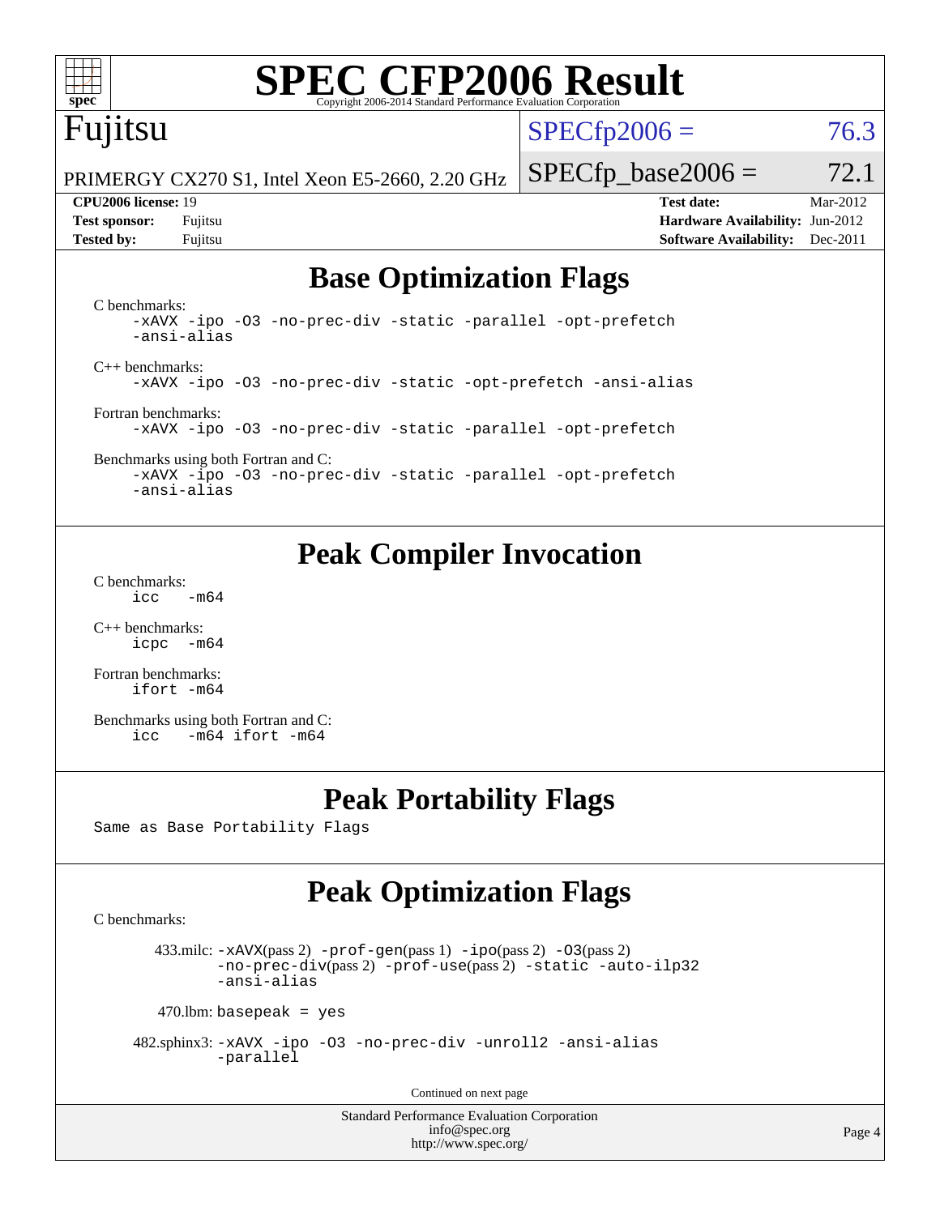# SPEC CFP2006 Result

Copyright 2006-2014 Standard Performance Evaluation Corporation

**Fujitsu**

PRIMERGY CX270 S1, Intel Xeon E5-2660, 2.20 GHz

SPECfp2006 = 76.3

SPECfp_base2006 = 72.1

| | | | |
|---|---|---|---|
| **CPU2006 license:** 19 | | **Test date:** | Mar-2012 |
| **Test sponsor:** | Fujitsu | **Hardware Availability:** | Jun-2012 |
| **Tested by:** | Fujitsu | **Software Availability:** | Dec-2011 |

## Base Optimization Flags

C benchmarks:
```
-xAVX -ipo -O3 -no-prec-div -static -parallel -opt-prefetch
-ansi-alias
```

C++ benchmarks:
```
-xAVX -ipo -O3 -no-prec-div -static -opt-prefetch -ansi-alias
```

Fortran benchmarks:
```
-xAVX -ipo -O3 -no-prec-div -static -parallel -opt-prefetch
```

Benchmarks using both Fortran and C:
```
-xAVX -ipo -O3 -no-prec-div -static -parallel -opt-prefetch
-ansi-alias
```

## Peak Compiler Invocation

C benchmarks:
```
icc  -m64
```

C++ benchmarks:
```
icpc -m64
```

Fortran benchmarks:
```
ifort -m64
```

Benchmarks using both Fortran and C:
```
icc  -m64 ifort -m64
```

## Peak Portability Flags

Same as Base Portability Flags

## Peak Optimization Flags

C benchmarks:

433.milc: -xAVX(pass 2) -prof-gen(pass 1) -ipo(pass 2) -O3(pass 2) -no-prec-div(pass 2) -prof-use(pass 2) -static -auto-ilp32 -ansi-alias

470.lbm: basepeak = yes

482.sphinx3: -xAVX -ipo -O3 -no-prec-div -unroll2 -ansi-alias -parallel

Continued on next page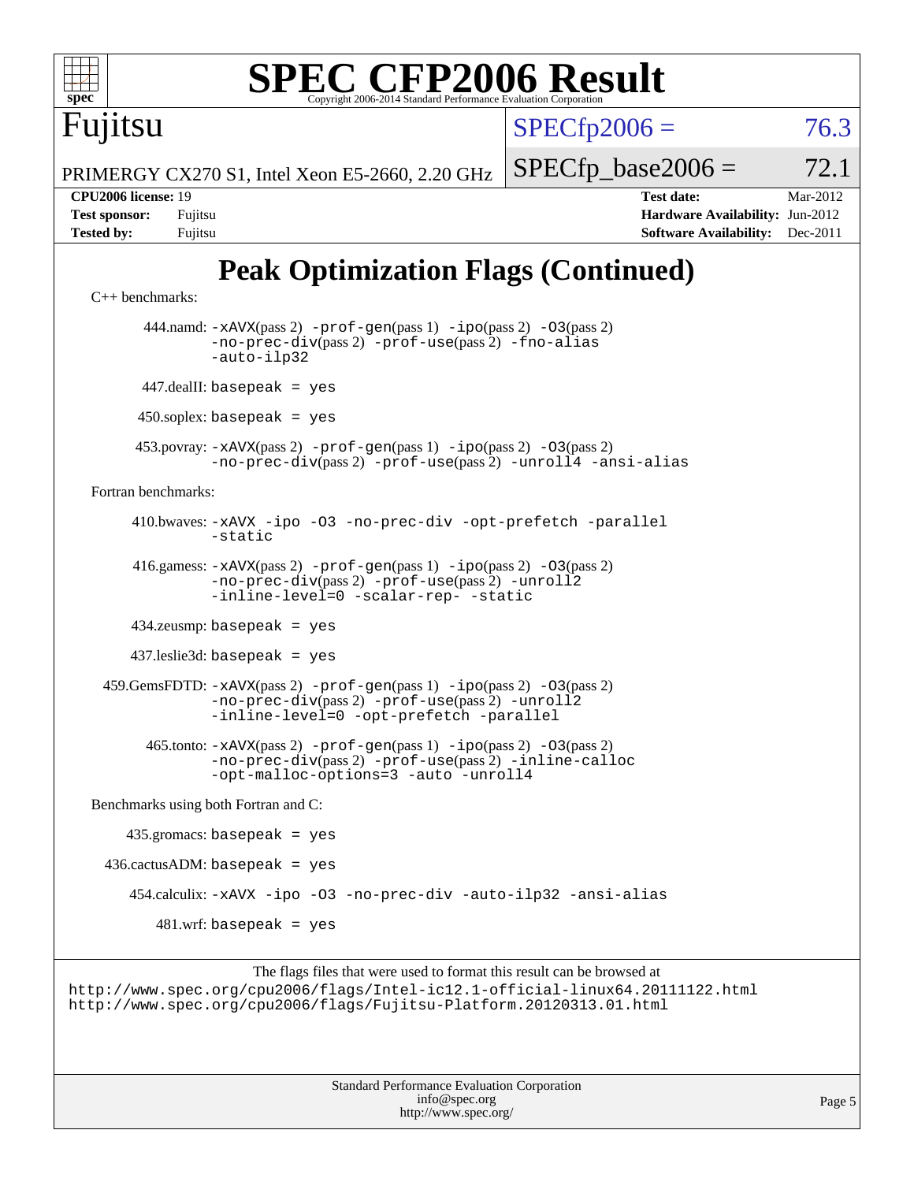# Peak Optimization Flags (Continued)

C++ benchmarks:

444.namd: -xAVX(pass 2) -prof-gen(pass 1) -ipo(pass 2) -O3(pass 2) -no-prec-div(pass 2) -prof-use(pass 2) -fno-alias -auto-ilp32

447.dealII: basepeak = yes

450.soplex: basepeak = yes

453.povray: -xAVX(pass 2) -prof-gen(pass 1) -ipo(pass 2) -O3(pass 2) -no-prec-div(pass 2) -prof-use(pass 2) -unroll4 -ansi-alias

Fortran benchmarks:

410.bwaves: -xAVX -ipo -O3 -no-prec-div -opt-prefetch -parallel -static

416.gamess: -xAVX(pass 2) -prof-gen(pass 1) -ipo(pass 2) -O3(pass 2) -no-prec-div(pass 2) -prof-use(pass 2) -unroll2 -inline-level=0 -scalar-rep- -static

434.zeusmp: basepeak = yes

437.leslie3d: basepeak = yes

459.GemsFDTD: -xAVX(pass 2) -prof-gen(pass 1) -ipo(pass 2) -O3(pass 2) -no-prec-div(pass 2) -prof-use(pass 2) -unroll2 -inline-level=0 -opt-prefetch -parallel

465.tonto: -xAVX(pass 2) -prof-gen(pass 1) -ipo(pass 2) -O3(pass 2) -no-prec-div(pass 2) -prof-use(pass 2) -inline-calloc -opt-malloc-options=3 -auto -unroll4

Benchmarks using both Fortran and C:

435.gromacs: basepeak = yes

436.cactusADM: basepeak = yes

454.calculix: -xAVX -ipo -O3 -no-prec-div -auto-ilp32 -ansi-alias

481.wrf: basepeak = yes

The flags files that were used to format this result can be browsed at
http://www.spec.org/cpu2006/flags/Intel-ic12.1-official-linux64.20111122.html
http://www.spec.org/cpu2006/flags/Fujitsu-Platform.20120313.01.html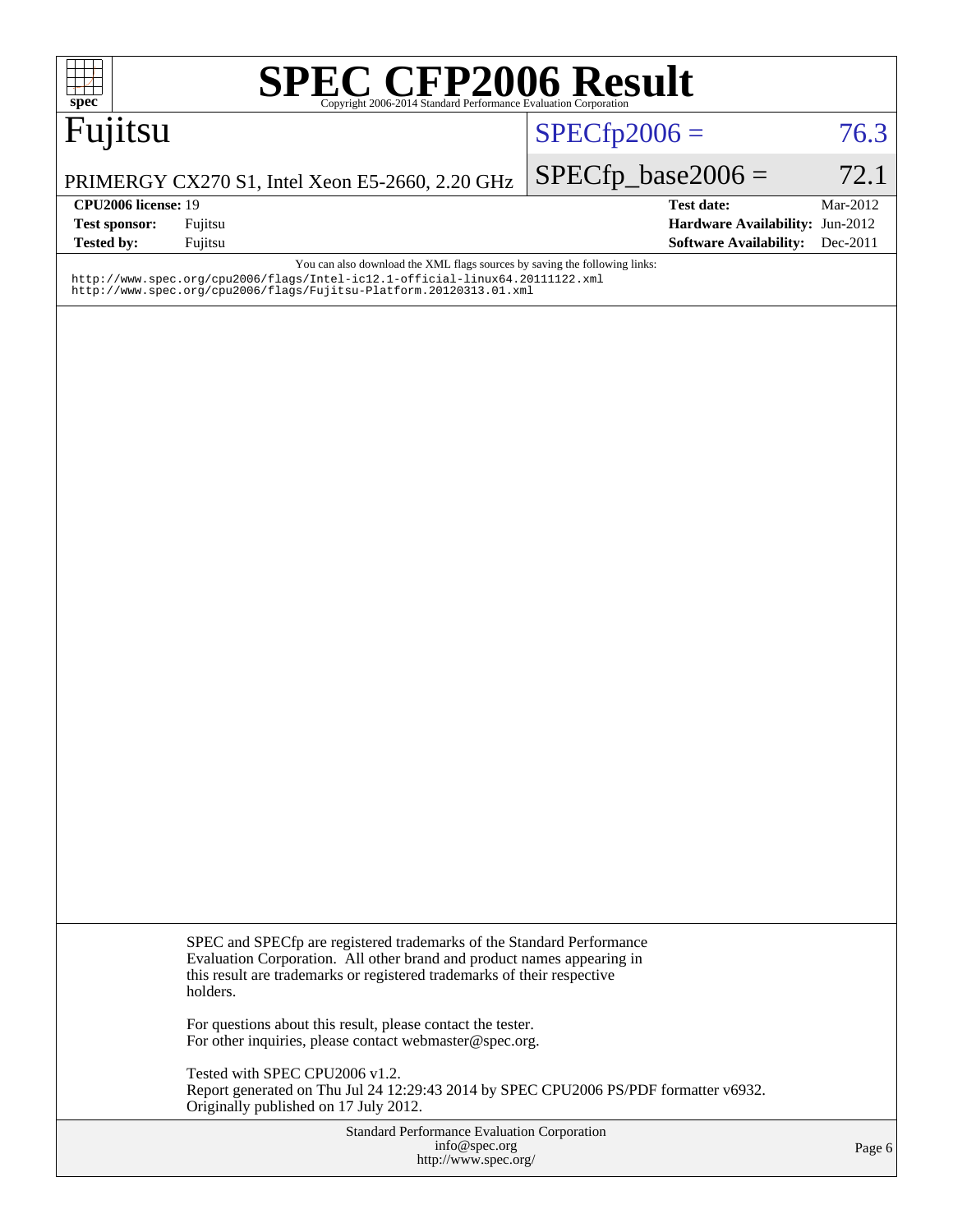You can also download the XML flags sources by saving the following links:

http://www.spec.org/cpu2006/flags/Intel-ic12.1-official-linux64.20111122.xml
http://www.spec.org/cpu2006/flags/Fujitsu-Platform.20120313.01.xml

SPEC and SPECfp are registered trademarks of the Standard Performance Evaluation Corporation. All other brand and product names appearing in this result are trademarks or registered trademarks of their respective holders.

For questions about this result, please contact the tester.
For other inquiries, please contact webmaster@spec.org.

Tested with SPEC CPU2006 v1.2.
Report generated on Thu Jul 24 12:29:43 2014 by SPEC CPU2006 PS/PDF formatter v6932.
Originally published on 17 July 2012.